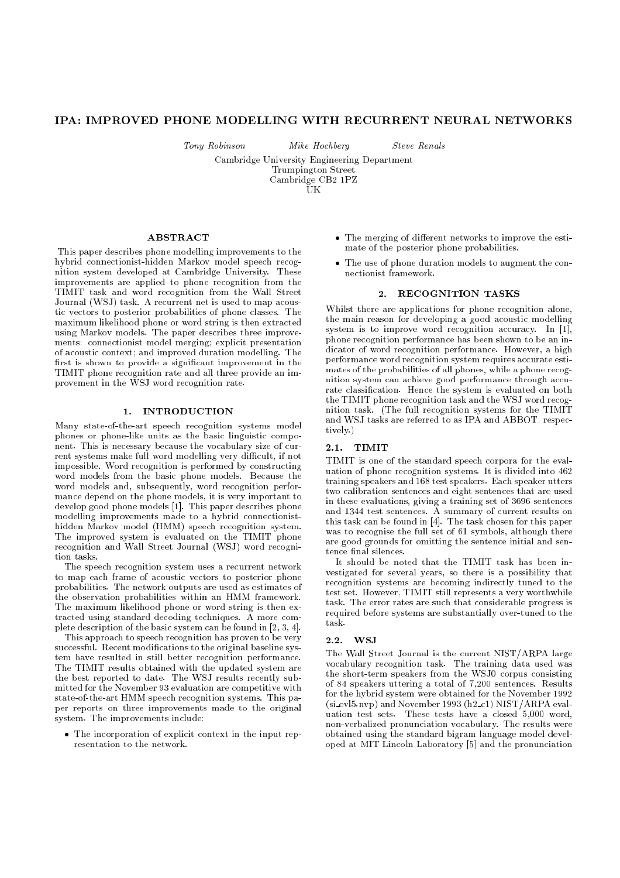# IPA: IMPROVED PHONE MODELLING WITH RECURRENT NEURAL NETWORKS

*Tony Robinson* *Mike Hochberg* *Steve Renals*

Cambridge University Engineering Department
Trumpington Street
Cambridge CB2 1PZ
UK

## ABSTRACT

This paper describes phone modelling improvements to the hybrid connectionist-hidden Markov model speech recognition system developed at Cambridge University. These improvements are applied to phone recognition from the TIMIT task and word recognition from the Wall Street Journal (WSJ) task. A recurrent net is used to map acoustic vectors to posterior probabilities of phone classes. The maximum likelihood phone or word string is then extracted using Markov models. The paper describes three improvements: connectionist model merging; explicit presentation of acoustic context; and improved duration modelling. The first is shown to provide a significant improvement in the TIMIT phone recognition rate and all three provide an improvement in the WSJ word recognition rate.

## 1. INTRODUCTION

Many state-of-the-art speech recognition systems model phones or phone-like units as the basic linguistic component. This is necessary because the vocabulary size of current systems make full word modelling very difficult, if not impossible. Word recognition is performed by constructing word models from the basic phone models. Because the word models and, subsequently, word recognition performance depend on the phone models, it is very important to develop good phone models [1]. This paper describes phone modelling improvements made to a hybrid connectionist-hidden Markov model (HMM) speech recognition system. The improved system is evaluated on the TIMIT phone recognition and Wall Street Journal (WSJ) word recognition tasks.

The speech recognition system uses a recurrent network to map each frame of acoustic vectors to posterior phone probabilities. The network outputs are used as estimates of the observation probabilities within an HMM framework. The maximum likelihood phone or word string is then extracted using standard decoding techniques. A more complete description of the basic system can be found in [2, 3, 4].

This approach to speech recognition has proven to be very successful. Recent modifications to the original baseline system have resulted in still better recognition performance. The TIMIT results obtained with the updated system are the best reported to date. The WSJ results recently submitted for the November 93 evaluation are competitive with state-of-the-art HMM speech recognition systems. This paper reports on three improvements made to the original system. The improvements include:

- The incorporation of explicit context in the input representation to the network.
- The merging of different networks to improve the estimate of the posterior phone probabilities.
- The use of phone duration models to augment the connectionist framework.

## 2. RECOGNITION TASKS

Whilst there are applications for phone recognition alone, the main reason for developing a good acoustic modelling system is to improve word recognition accuracy. In [1], phone recognition performance has been shown to be an indicator of word recognition performance. However, a high performance word recognition system requires accurate estimates of the probabilities of all phones, while a phone recognition system can achieve good performance through accurate classification. Hence the system is evaluated on both the TIMIT phone recognition task and the WSJ word recognition task. (The full recognition systems for the TIMIT and WSJ tasks are referred to as IPA and ABBOT, respectively.)

### 2.1. TIMIT

TIMIT is one of the standard speech corpora for the evaluation of phone recognition systems. It is divided into 462 training speakers and 168 test speakers. Each speaker utters two calibration sentences and eight sentences that are used in these evaluations, giving a training set of 3696 sentences and 1344 test sentences. A summary of current results on this task can be found in [4]. The task chosen for this paper was to recognise the full set of 61 symbols, although there are good grounds for omitting the sentence initial and sentence final silences.

It should be noted that the TIMIT task has been investigated for several years, so there is a possibility that recognition systems are becoming indirectly tuned to the test set. However, TIMIT still represents a very worthwhile task. The error rates are such that considerable progress is required before systems are substantially over-tuned to the task.

### 2.2. WSJ

The Wall Street Journal is the current NIST/ARPA large vocabulary recognition task. The training data used was the short-term speakers from the WSJ0 corpus consisting of 84 speakers uttering a total of 7,200 sentences. Results for the hybrid system were obtained for the November 1992 (si_evl5.nvp) and November 1993 (h2_c1) NIST/ARPA evaluation test sets. These tests have a closed 5,000 word, non-verbalized pronunciation vocabulary. The results were obtained using the standard bigram language model developed at MIT Lincoln Laboratory [5] and the pronunciation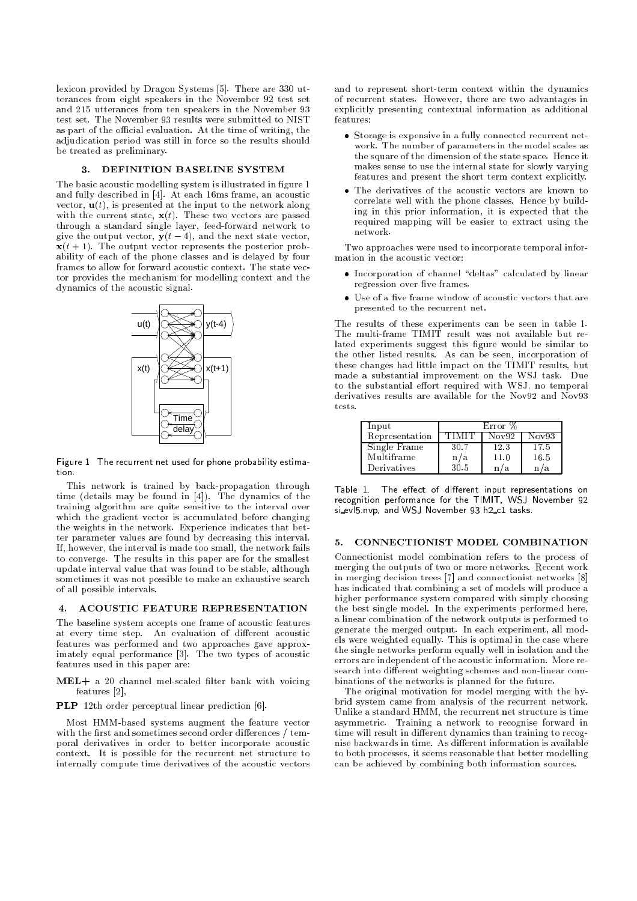lexicon provided by Dragon Systems [5]. There are 330 utterances from eight speakers in the November 92 test set and 215 utterances from ten speakers in the November 93 test set. The November 93 results were submitted to NIST as part of the official evaluation. At the time of writing, the adjudication period was still in force so the results should be treated as preliminary.

## 3. DEFINITION BASELINE SYSTEM

The basic acoustic modelling system is illustrated in figure 1 and fully described in [4]. At each 16ms frame, an acoustic vector, $\mathbf{u}(t)$, is presented at the input to the network along with the current state, $\mathbf{x}(t)$. These two vectors are passed through a standard single layer, feed-forward network to give the output vector, $\mathbf{y}(t-4)$, and the next state vector, $\mathbf{x}(t+1)$. The output vector represents the posterior probability of each of the phone classes and is delayed by four frames to allow for forward acoustic context. The state vector provides the mechanism for modelling context and the dynamics of the acoustic signal.

Figure 1. The recurrent net used for phone probability estimation.

This network is trained by back-propagation through time (details may be found in [4]). The dynamics of the training algorithm are quite sensitive to the interval over which the gradient vector is accumulated before changing the weights in the network. Experience indicates that better parameter values are found by decreasing this interval. If, however, the interval is made too small, the network fails to converge. The results in this paper are for the smallest update interval value that was found to be stable, although sometimes it was not possible to make an exhaustive search of all possible intervals.

## 4. ACOUSTIC FEATURE REPRESENTATION

The baseline system accepts one frame of acoustic features at every time step. An evaluation of different acoustic features was performed and two approaches gave approximately equal performance [3]. The two types of acoustic features used in this paper are:

**MEL+** a 20 channel mel-scaled filter bank with voicing features [2],

**PLP** 12th order perceptual linear prediction [6].

Most HMM-based systems augment the feature vector with the first and sometimes second order differences / temporal derivatives in order to better incorporate acoustic context. It is possible for the recurrent net structure to internally compute time derivatives of the acoustic vectors and to represent short-term context within the dynamics of recurrent states. However, there are two advantages in explicitly presenting contextual information as additional features:

- Storage is expensive in a fully connected recurrent network. The number of parameters in the model scales as the square of the dimension of the state space. Hence it makes sense to use the internal state for slowly varying features and present the short term context explicitly.
- The derivatives of the acoustic vectors are known to correlate well with the phone classes. Hence by building in this prior information, it is expected that the required mapping will be easier to extract using the network.

Two approaches were used to incorporate temporal information in the acoustic vector:

- Incorporation of channel "deltas" calculated by linear regression over five frames.
- Use of a five frame window of acoustic vectors that are presented to the recurrent net.

The results of these experiments can be seen in table 1. The multi-frame TIMIT result was not available but related experiments suggest this figure would be similar to the other listed results. As can be seen, incorporation of these changes had little impact on the TIMIT results, but made a substantial improvement on the WSJ task. Due to the substantial effort required with WSJ, no temporal derivatives results are available for the Nov92 and Nov93 tests.

| Input | Error % | | |
|---|---|---|---|
| Representation | TIMIT | Nov92 | Nov93 |
| Single Frame | 30.7 | 12.3 | 17.5 |
| Multiframe | n/a | 11.0 | 16.5 |
| Derivatives | 30.5 | n/a | n/a |

Table 1. The effect of different input representations on recognition performance for the TIMIT, WSJ November 92 si_evl5.nvp, and WSJ November 93 h2_c1 tasks.

## 5. CONNECTIONIST MODEL COMBINATION

Connectionist model combination refers to the process of merging the outputs of two or more networks. Recent work in merging decision trees [7] and connectionist networks [8] has indicated that combining a set of models will produce a higher performance system compared with simply choosing the best single model. In the experiments performed here, a linear combination of the network outputs is performed to generate the merged output. In each experiment, all models were weighted equally. This is optimal in the case where the single networks perform equally well in isolation and the errors are independent of the acoustic information. More research into different weighting schemes and non-linear combinations of the networks is planned for the future.

The original motivation for model merging with the hybrid system came from analysis of the recurrent network. Unlike a standard HMM, the recurrent net structure is time asymmetric. Training a network to recognise forward in time will result in different dynamics than training to recognise backwards in time. As different information is available to both processes, it seems reasonable that better modelling can be achieved by combining both information sources.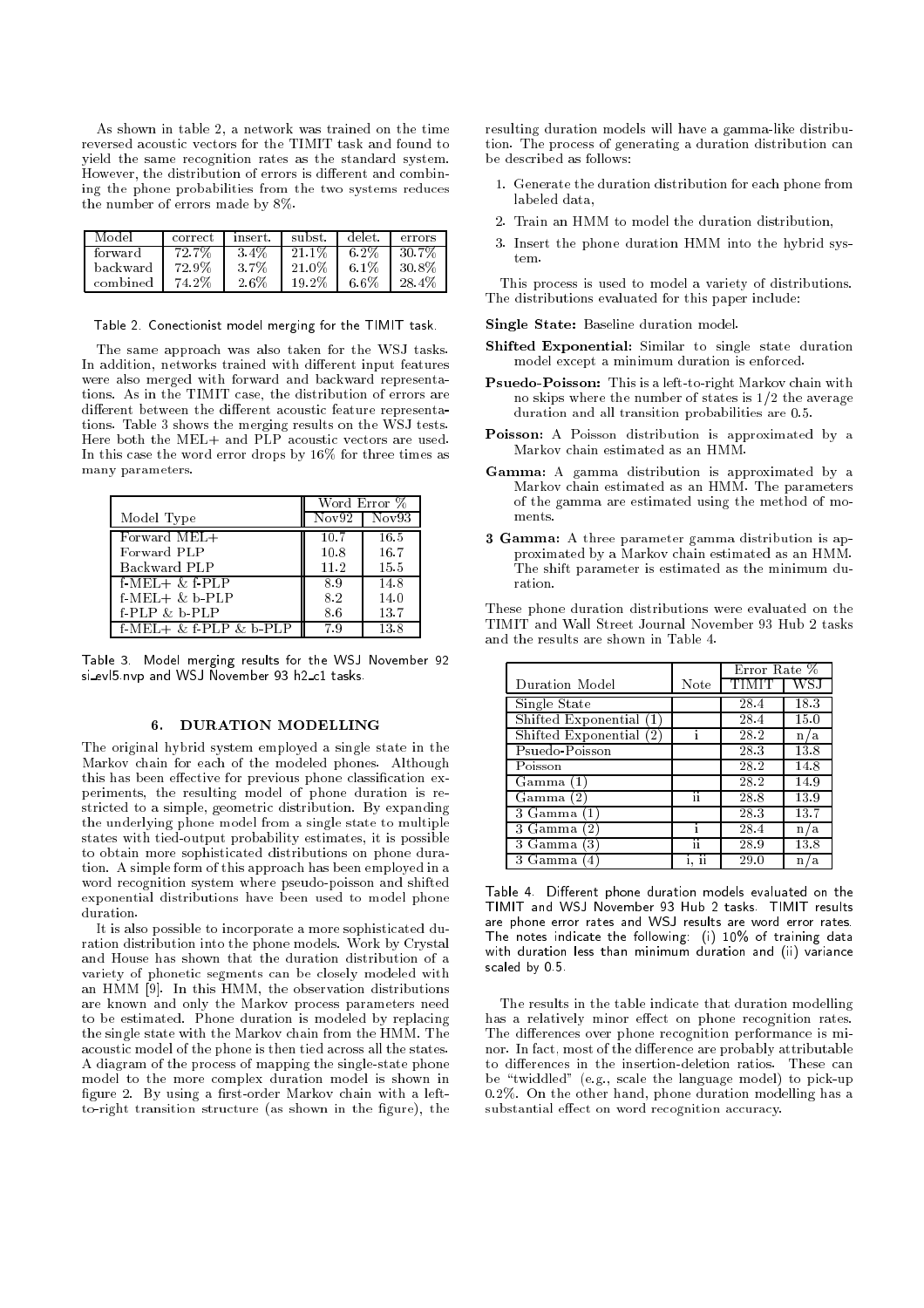As shown in table 2, a network was trained on the time reversed acoustic vectors for the TIMIT task and found to yield the same recognition rates as the standard system. However, the distribution of errors is different and combining the phone probabilities from the two systems reduces the number of errors made by 8%.

| Model | correct | insert. | subst. | delet. | errors |
|---|---|---|---|---|---|
| forward | 72.7% | 3.4% | 21.1% | 6.2% | 30.7% |
| backward | 72.9% | 3.7% | 21.0% | 6.1% | 30.8% |
| combined | 74.2% | 2.6% | 19.2% | 6.6% | 28.4% |

Table 2. Conectionist model merging for the TIMIT task.

The same approach was also taken for the WSJ tasks. In addition, networks trained with different input features were also merged with forward and backward representations. As in the TIMIT case, the distribution of errors are different between the different acoustic feature representations. Table 3 shows the merging results on the WSJ tests. Here both the MEL+ and PLP acoustic vectors are used. In this case the word error drops by 16% for three times as many parameters.

| | Word Error % | |
|---|---|---|
| Model Type | Nov92 | Nov93 |
| Forward MEL+ | 10.7 | 16.5 |
| Forward PLP | 10.8 | 16.7 |
| Backward PLP | 11.2 | 15.5 |
| f-MEL+ & f-PLP | 8.9 | 14.8 |
| f-MEL+ & b-PLP | 8.2 | 14.0 |
| f-PLP & b-PLP | 8.6 | 13.7 |
| f-MEL+ & f-PLP & b-PLP | 7.9 | 13.8 |

Table 3. Model merging results for the WSJ November 92 si_evl5.nvp and WSJ November 93 h2_c1 tasks.

## 6. DURATION MODELLING

The original hybrid system employed a single state in the Markov chain for each of the modeled phones. Although this has been effective for previous phone classification experiments, the resulting model of phone duration is restricted to a simple, geometric distribution. By expanding the underlying phone model from a single state to multiple states with tied-output probability estimates, it is possible to obtain more sophisticated distributions on phone duration. A simple form of this approach has been employed in a word recognition system where pseudo-poisson and shifted exponential distributions have been used to model phone duration.

It is also possible to incorporate a more sophisticated duration distribution into the phone models. Work by Crystal and House has shown that the duration distribution of a variety of phonetic segments can be closely modeled with an HMM [9]. In this HMM, the observation distributions are known and only the Markov process parameters need to be estimated. Phone duration is modeled by replacing the single state with the Markov chain from the HMM. The acoustic model of the phone is then tied across all the states. A diagram of the process of mapping the single-state phone model to the more complex duration model is shown in figure 2. By using a first-order Markov chain with a left-to-right transition structure (as shown in the figure), the resulting duration models will have a gamma-like distribution. The process of generating a duration distribution can be described as follows:

1. Generate the duration distribution for each phone from labeled data,
2. Train an HMM to model the duration distribution,
3. Insert the phone duration HMM into the hybrid system.

This process is used to model a variety of distributions. The distributions evaluated for this paper include:

**Single State:** Baseline duration model.

**Shifted Exponential:** Similar to single state duration model except a minimum duration is enforced.

**Psuedo-Poisson:** This is a left-to-right Markov chain with no skips where the number of states is 1/2 the average duration and all transition probabilities are 0.5.

**Poisson:** A Poisson distribution is approximated by a Markov chain estimated as an HMM.

**Gamma:** A gamma distribution is approximated by a Markov chain estimated as an HMM. The parameters of the gamma are estimated using the method of moments.

**3 Gamma:** A three parameter gamma distribution is approximated by a Markov chain estimated as an HMM. The shift parameter is estimated as the minimum duration.

These phone duration distributions were evaluated on the TIMIT and Wall Street Journal November 93 Hub 2 tasks and the results are shown in Table 4.

| | | Error Rate % | |
|---|---|---|---|
| Duration Model | Note | TIMIT | WSJ |
| Single State | | 28.4 | 18.3 |
| Shifted Exponential (1) | | 28.4 | 15.0 |
| Shifted Exponential (2) | i | 28.2 | n/a |
| Psuedo-Poisson | | 28.3 | 13.8 |
| Poisson | | 28.2 | 14.8 |
| Gamma (1) | | 28.2 | 14.9 |
| Gamma (2) | ii | 28.8 | 13.9 |
| 3 Gamma (1) | | 28.3 | 13.7 |
| 3 Gamma (2) | i | 28.4 | n/a |
| 3 Gamma (3) | ii | 28.9 | 13.8 |
| 3 Gamma (4) | i, ii | 29.0 | n/a |

Table 4. Different phone duration models evaluated on the TIMIT and WSJ November 93 Hub 2 tasks. TIMIT results are phone error rates and WSJ results are word error rates. The notes indicate the following: (i) 10% of training data with duration less than minimum duration and (ii) variance scaled by 0.5.

The results in the table indicate that duration modelling has a relatively minor effect on phone recognition rates. The differences over phone recognition performance is minor. In fact, most of the difference are probably attributable to differences in the insertion-deletion ratios. These can be "twiddled" (e.g., scale the language model) to pick-up 0.2%. On the other hand, phone duration modelling has a substantial effect on word recognition accuracy.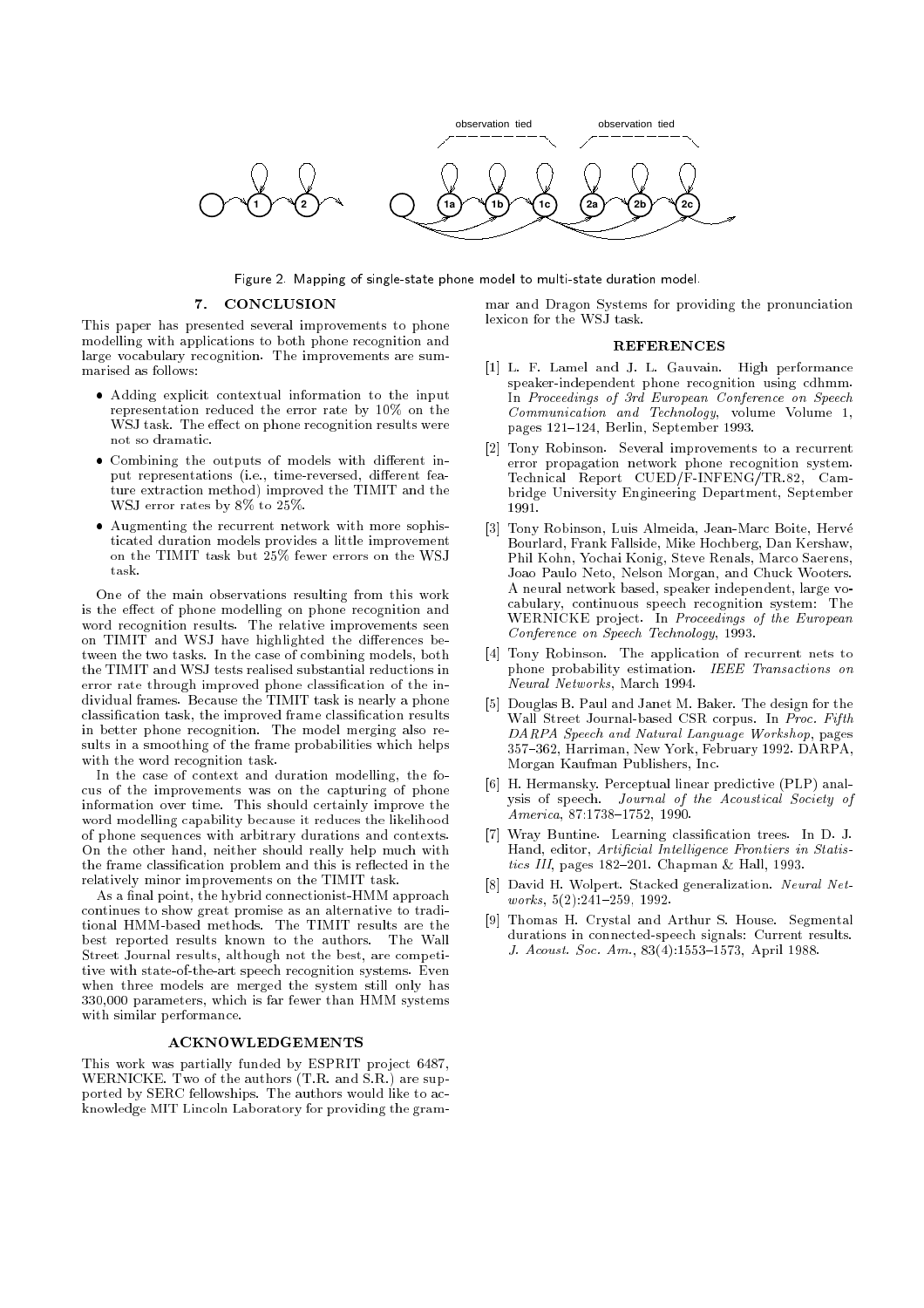Figure 2. Mapping of single-state phone model to multi-state duration model.

## 7. CONCLUSION

This paper has presented several improvements to phone modelling with applications to both phone recognition and large vocabulary recognition. The improvements are summarised as follows:

- Adding explicit contextual information to the input representation reduced the error rate by 10% on the WSJ task. The effect on phone recognition results were not so dramatic.
- Combining the outputs of models with different input representations (i.e., time-reversed, different feature extraction method) improved the TIMIT and the WSJ error rates by 8% to 25%.
- Augmenting the recurrent network with more sophisticated duration models provides a little improvement on the TIMIT task but 25% fewer errors on the WSJ task.

One of the main observations resulting from this work is the effect of phone modelling on phone recognition and word recognition results. The relative improvements seen on TIMIT and WSJ have highlighted the differences between the two tasks. In the case of combining models, both the TIMIT and WSJ tests realised substantial reductions in error rate through improved phone classification of the individual frames. Because the TIMIT task is nearly a phone classification task, the improved frame classification results in better phone recognition. The model merging also results in a smoothing of the frame probabilities which helps with the word recognition task.

In the case of context and duration modelling, the focus of the improvements was on the capturing of phone information over time. This should certainly improve the word modelling capability because it reduces the likelihood of phone sequences with arbitrary durations and contexts. On the other hand, neither should really help much with the frame classification problem and this is reflected in the relatively minor improvements on the TIMIT task.

As a final point, the hybrid connectionist-HMM approach continues to show great promise as an alternative to traditional HMM-based methods. The TIMIT results are the best reported results known to the authors. The Wall Street Journal results, although not the best, are competitive with state-of-the-art speech recognition systems. Even when three models are merged the system still only has 330,000 parameters, which is far fewer than HMM systems with similar performance.

## ACKNOWLEDGEMENTS

This work was partially funded by ESPRIT project 6487, WERNICKE. Two of the authors (T.R. and S.R.) are supported by SERC fellowships. The authors would like to acknowledge MIT Lincoln Laboratory for providing the grammar and Dragon Systems for providing the pronunciation lexicon for the WSJ task.

## REFERENCES

[1] L. F. Lamel and J. L. Gauvain. High performance speaker-independent phone recognition using cdhmm. In *Proceedings of 3rd European Conference on Speech Communication and Technology*, volume Volume 1, pages 121–124, Berlin, September 1993.

[2] Tony Robinson. Several improvements to a recurrent error propagation network phone recognition system. Technical Report CUED/F-INFENG/TR.82, Cambridge University Engineering Department, September 1991.

[3] Tony Robinson, Luis Almeida, Jean-Marc Boite, Hervé Bourlard, Frank Fallside, Mike Hochberg, Dan Kershaw, Phil Kohn, Yochai Konig, Steve Renals, Marco Saerens, Joao Paulo Neto, Nelson Morgan, and Chuck Wooters. A neural network based, speaker independent, large vocabulary, continuous speech recognition system: The WERNICKE project. In *Proceedings of the European Conference on Speech Technology*, 1993.

[4] Tony Robinson. The application of recurrent nets to phone probability estimation. *IEEE Transactions on Neural Networks*, March 1994.

[5] Douglas B. Paul and Janet M. Baker. The design for the Wall Street Journal-based CSR corpus. In *Proc. Fifth DARPA Speech and Natural Language Workshop*, pages 357–362, Harriman, New York, February 1992. DARPA, Morgan Kaufman Publishers, Inc.

[6] H. Hermansky. Perceptual linear predictive (PLP) analysis of speech. *Journal of the Acoustical Society of America*, 87:1738–1752, 1990.

[7] Wray Buntine. Learning classification trees. In D. J. Hand, editor, *Artificial Intelligence Frontiers in Statistics III*, pages 182–201. Chapman & Hall, 1993.

[8] David H. Wolpert. Stacked generalization. *Neural Networks*, 5(2):241–259, 1992.

[9] Thomas H. Crystal and Arthur S. House. Segmental durations in connected-speech signals: Current results. *J. Acoust. Soc. Am.*, 83(4):1553–1573, April 1988.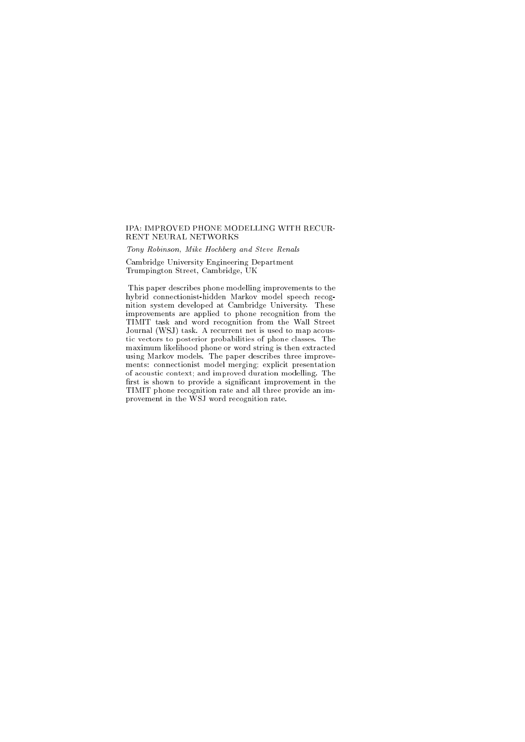# IPA: IMPROVED PHONE MODELLING WITH RECURRENT NEURAL NETWORKS

*Tony Robinson, Mike Hochberg and Steve Renals*

Cambridge University Engineering Department
Trumpington Street, Cambridge, UK

This paper describes phone modelling improvements to the hybrid connectionist-hidden Markov model speech recognition system developed at Cambridge University. These improvements are applied to phone recognition from the TIMIT task and word recognition from the Wall Street Journal (WSJ) task. A recurrent net is used to map acoustic vectors to posterior probabilities of phone classes. The maximum likelihood phone or word string is then extracted using Markov models. The paper describes three improvements: connectionist model merging; explicit presentation of acoustic context; and improved duration modelling. The first is shown to provide a significant improvement in the TIMIT phone recognition rate and all three provide an improvement in the WSJ word recognition rate.